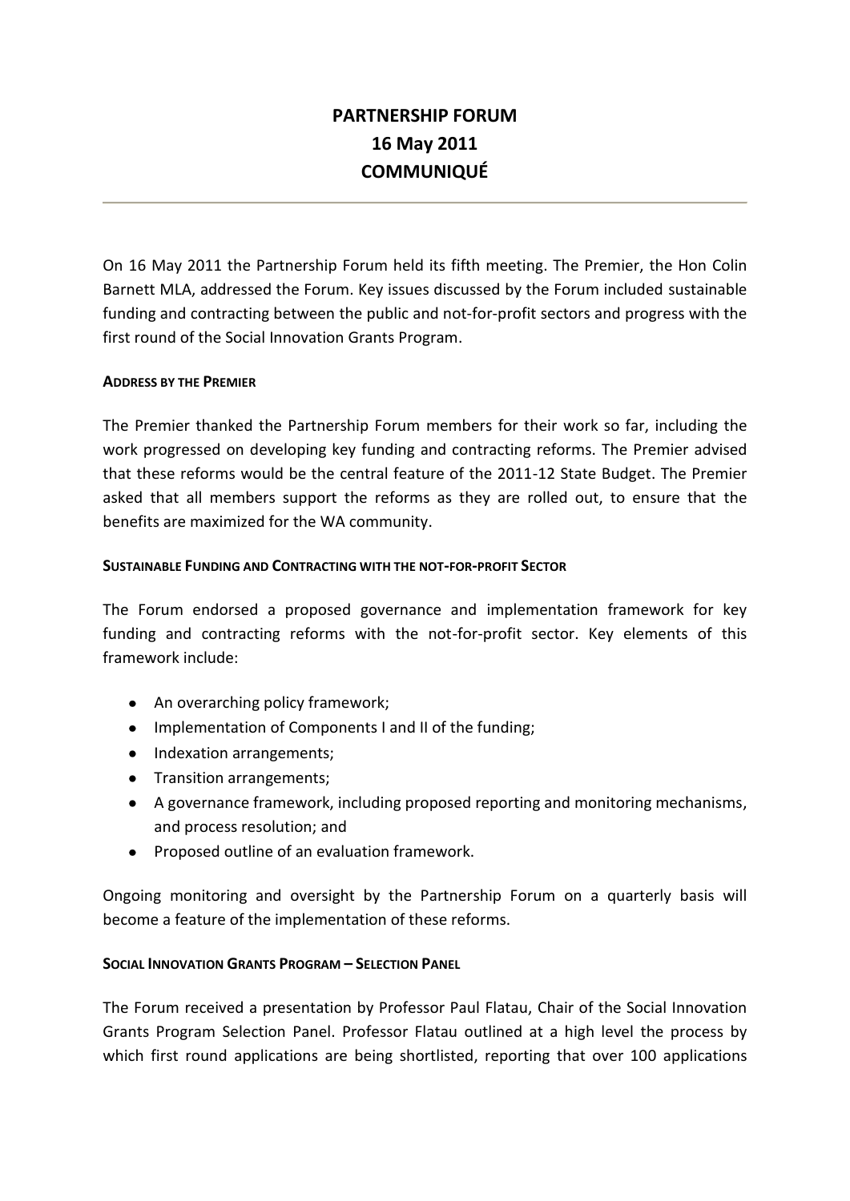# PARTNERSHIP FORUM
# 16 May 2011
# COMMUNIQUÉ

On 16 May 2011 the Partnership Forum held its fifth meeting. The Premier, the Hon Colin Barnett MLA, addressed the Forum. Key issues discussed by the Forum included sustainable funding and contracting between the public and not-for-profit sectors and progress with the first round of the Social Innovation Grants Program.

## ADDRESS BY THE PREMIER

The Premier thanked the Partnership Forum members for their work so far, including the work progressed on developing key funding and contracting reforms. The Premier advised that these reforms would be the central feature of the 2011-12 State Budget. The Premier asked that all members support the reforms as they are rolled out, to ensure that the benefits are maximized for the WA community.

## SUSTAINABLE FUNDING AND CONTRACTING WITH THE NOT-FOR-PROFIT SECTOR

The Forum endorsed a proposed governance and implementation framework for key funding and contracting reforms with the not-for-profit sector. Key elements of this framework include:

- An overarching policy framework;
- Implementation of Components I and II of the funding;
- Indexation arrangements;
- Transition arrangements;
- A governance framework, including proposed reporting and monitoring mechanisms, and process resolution; and
- Proposed outline of an evaluation framework.

Ongoing monitoring and oversight by the Partnership Forum on a quarterly basis will become a feature of the implementation of these reforms.

## SOCIAL INNOVATION GRANTS PROGRAM – SELECTION PANEL

The Forum received a presentation by Professor Paul Flatau, Chair of the Social Innovation Grants Program Selection Panel. Professor Flatau outlined at a high level the process by which first round applications are being shortlisted, reporting that over 100 applications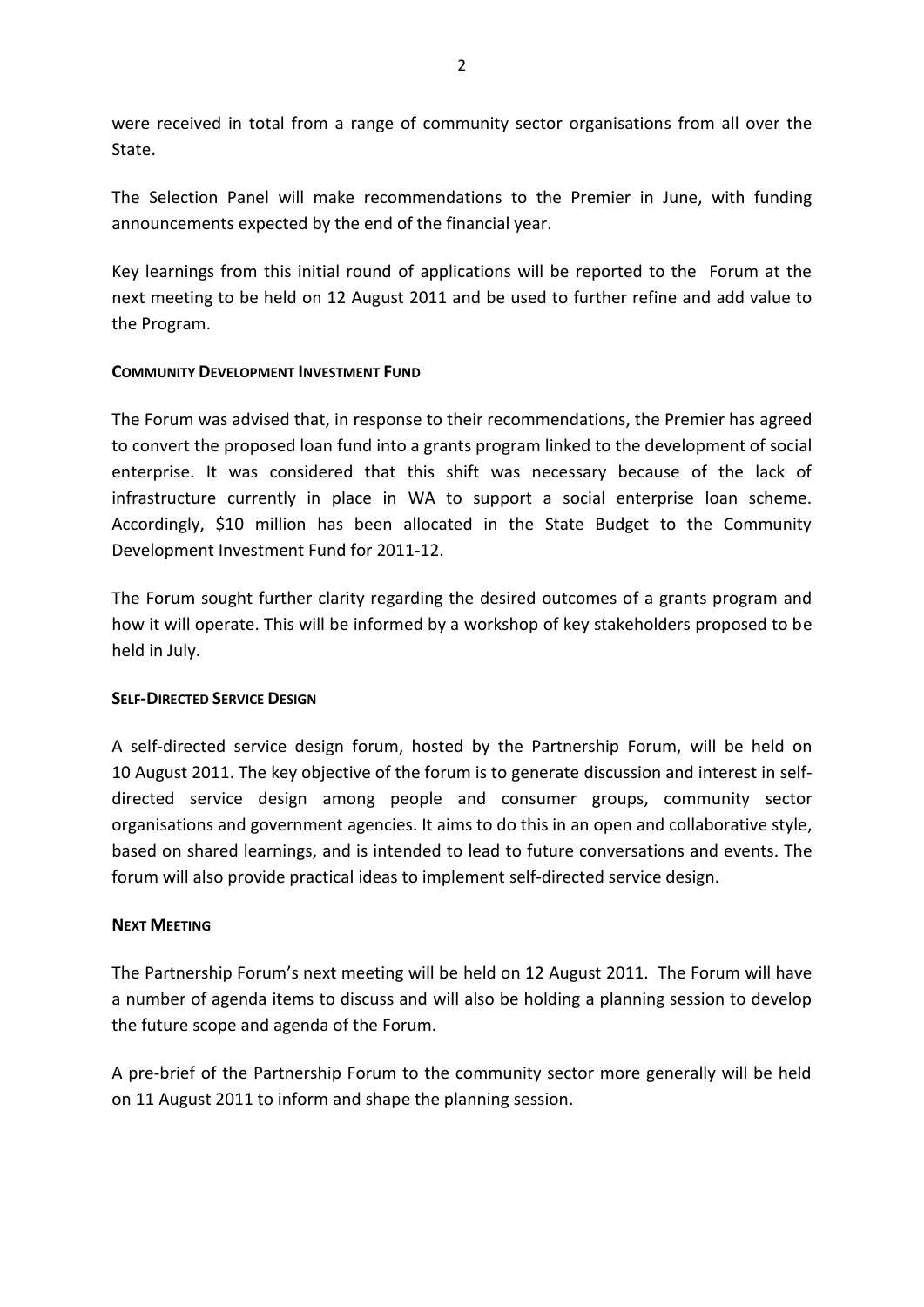were received in total from a range of community sector organisations from all over the State.

The Selection Panel will make recommendations to the Premier in June, with funding announcements expected by the end of the financial year.

Key learnings from this initial round of applications will be reported to the Forum at the next meeting to be held on 12 August 2011 and be used to further refine and add value to the Program.

#### **Community Development Investment Fund**

The Forum was advised that, in response to their recommendations, the Premier has agreed to convert the proposed loan fund into a grants program linked to the development of social enterprise. It was considered that this shift was necessary because of the lack of infrastructure currently in place in WA to support a social enterprise loan scheme. Accordingly, $10 million has been allocated in the State Budget to the Community Development Investment Fund for 2011-12.

The Forum sought further clarity regarding the desired outcomes of a grants program and how it will operate. This will be informed by a workshop of key stakeholders proposed to be held in July.

#### **Self-Directed Service Design**

A self-directed service design forum, hosted by the Partnership Forum, will be held on 10 August 2011. The key objective of the forum is to generate discussion and interest in self-directed service design among people and consumer groups, community sector organisations and government agencies. It aims to do this in an open and collaborative style, based on shared learnings, and is intended to lead to future conversations and events. The forum will also provide practical ideas to implement self-directed service design.

#### **Next Meeting**

The Partnership Forum's next meeting will be held on 12 August 2011. The Forum will have a number of agenda items to discuss and will also be holding a planning session to develop the future scope and agenda of the Forum.

A pre-brief of the Partnership Forum to the community sector more generally will be held on 11 August 2011 to inform and shape the planning session.